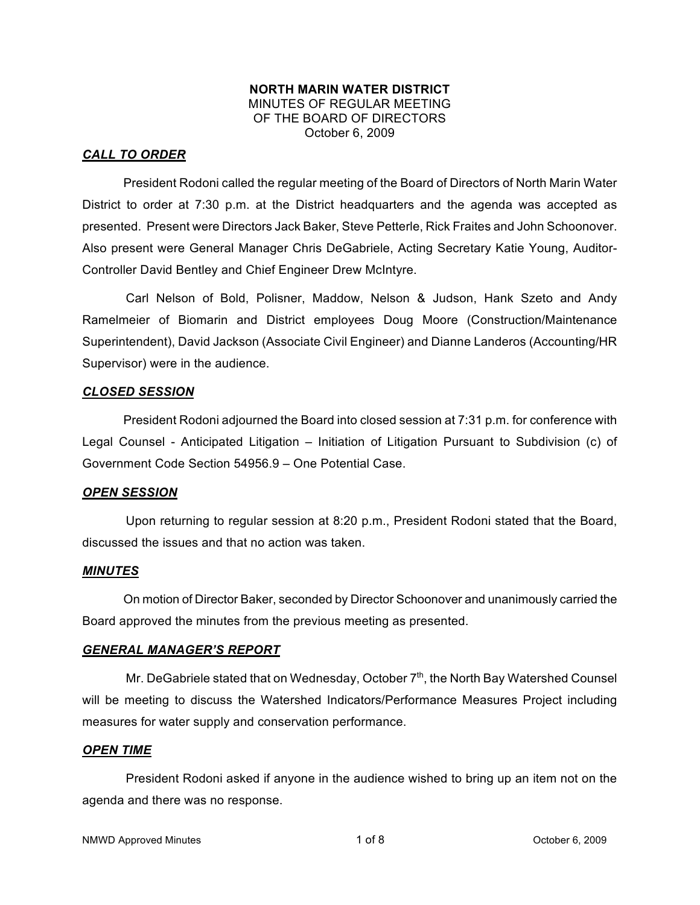**NORTH MARIN WATER DISTRICT**
MINUTES OF REGULAR MEETING
OF THE BOARD OF DIRECTORS
October 6, 2009

***CALL TO ORDER***

President Rodoni called the regular meeting of the Board of Directors of North Marin Water District to order at 7:30 p.m. at the District headquarters and the agenda was accepted as presented. Present were Directors Jack Baker, Steve Petterle, Rick Fraites and John Schoonover. Also present were General Manager Chris DeGabriele, Acting Secretary Katie Young, Auditor-Controller David Bentley and Chief Engineer Drew McIntyre.

Carl Nelson of Bold, Polisner, Maddow, Nelson & Judson, Hank Szeto and Andy Ramelmeier of Biomarin and District employees Doug Moore (Construction/Maintenance Superintendent), David Jackson (Associate Civil Engineer) and Dianne Landeros (Accounting/HR Supervisor) were in the audience.

***CLOSED SESSION***

President Rodoni adjourned the Board into closed session at 7:31 p.m. for conference with Legal Counsel - Anticipated Litigation – Initiation of Litigation Pursuant to Subdivision (c) of Government Code Section 54956.9 – One Potential Case.

***OPEN SESSION***

Upon returning to regular session at 8:20 p.m., President Rodoni stated that the Board, discussed the issues and that no action was taken.

***MINUTES***

On motion of Director Baker, seconded by Director Schoonover and unanimously carried the Board approved the minutes from the previous meeting as presented.

***GENERAL MANAGER'S REPORT***

Mr. DeGabriele stated that on Wednesday, October 7th, the North Bay Watershed Counsel will be meeting to discuss the Watershed Indicators/Performance Measures Project including measures for water supply and conservation performance.

***OPEN TIME***

President Rodoni asked if anyone in the audience wished to bring up an item not on the agenda and there was no response.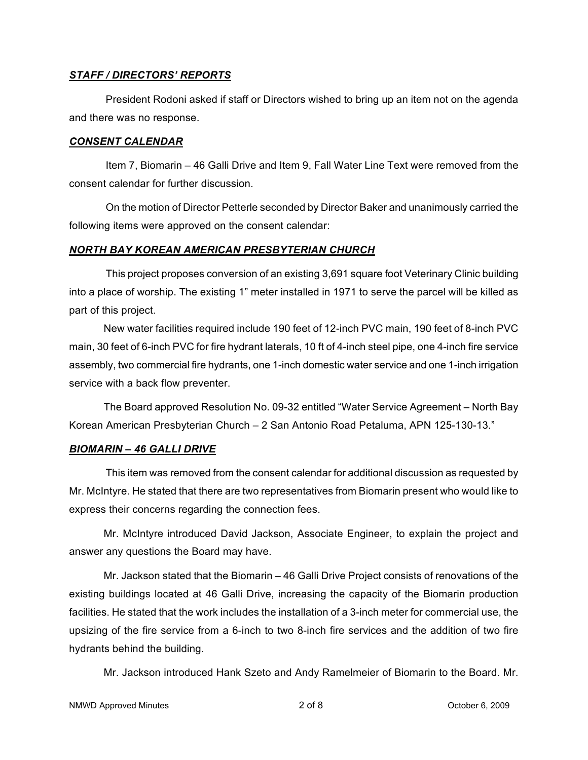***STAFF / DIRECTORS' REPORTS***

President Rodoni asked if staff or Directors wished to bring up an item not on the agenda and there was no response.

***CONSENT CALENDAR***

Item 7, Biomarin – 46 Galli Drive and Item 9, Fall Water Line Text were removed from the consent calendar for further discussion.

On the motion of Director Petterle seconded by Director Baker and unanimously carried the following items were approved on the consent calendar:

***NORTH BAY KOREAN AMERICAN PRESBYTERIAN CHURCH***

This project proposes conversion of an existing 3,691 square foot Veterinary Clinic building into a place of worship. The existing 1" meter installed in 1971 to serve the parcel will be killed as part of this project.

New water facilities required include 190 feet of 12-inch PVC main, 190 feet of 8-inch PVC main, 30 feet of 6-inch PVC for fire hydrant laterals, 10 ft of 4-inch steel pipe, one 4-inch fire service assembly, two commercial fire hydrants, one 1-inch domestic water service and one 1-inch irrigation service with a back flow preventer.

The Board approved Resolution No. 09-32 entitled "Water Service Agreement – North Bay Korean American Presbyterian Church – 2 San Antonio Road Petaluma, APN 125-130-13."

***BIOMARIN – 46 GALLI DRIVE***

This item was removed from the consent calendar for additional discussion as requested by Mr. McIntyre. He stated that there are two representatives from Biomarin present who would like to express their concerns regarding the connection fees.

Mr. McIntyre introduced David Jackson, Associate Engineer, to explain the project and answer any questions the Board may have.

Mr. Jackson stated that the Biomarin – 46 Galli Drive Project consists of renovations of the existing buildings located at 46 Galli Drive, increasing the capacity of the Biomarin production facilities. He stated that the work includes the installation of a 3-inch meter for commercial use, the upsizing of the fire service from a 6-inch to two 8-inch fire services and the addition of two fire hydrants behind the building.

Mr. Jackson introduced Hank Szeto and Andy Ramelmeier of Biomarin to the Board. Mr.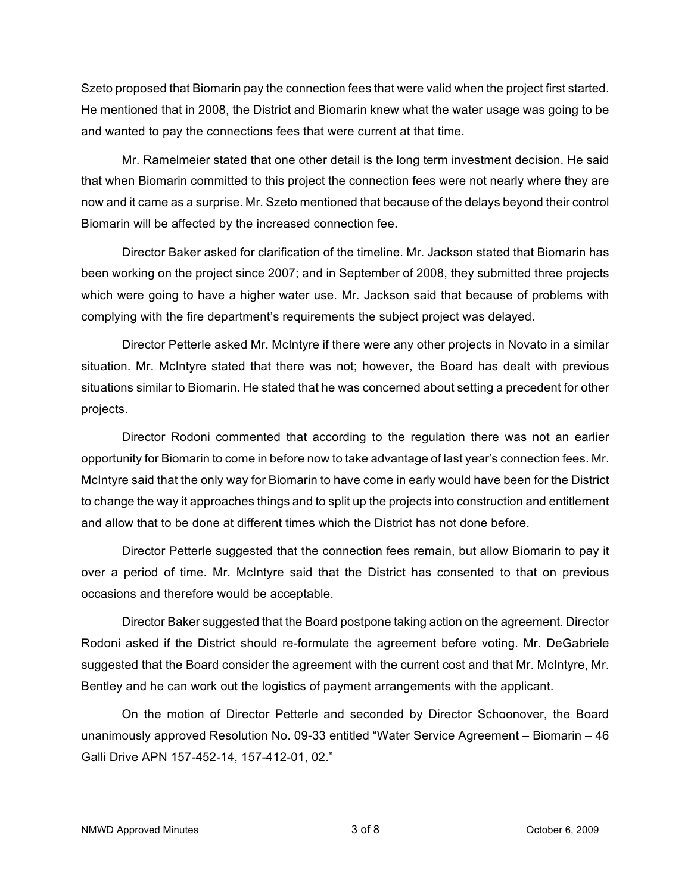Szeto proposed that Biomarin pay the connection fees that were valid when the project first started. He mentioned that in 2008, the District and Biomarin knew what the water usage was going to be and wanted to pay the connections fees that were current at that time.

Mr. Ramelmeier stated that one other detail is the long term investment decision. He said that when Biomarin committed to this project the connection fees were not nearly where they are now and it came as a surprise. Mr. Szeto mentioned that because of the delays beyond their control Biomarin will be affected by the increased connection fee.

Director Baker asked for clarification of the timeline. Mr. Jackson stated that Biomarin has been working on the project since 2007; and in September of 2008, they submitted three projects which were going to have a higher water use. Mr. Jackson said that because of problems with complying with the fire department's requirements the subject project was delayed.

Director Petterle asked Mr. McIntyre if there were any other projects in Novato in a similar situation. Mr. McIntyre stated that there was not; however, the Board has dealt with previous situations similar to Biomarin. He stated that he was concerned about setting a precedent for other projects.

Director Rodoni commented that according to the regulation there was not an earlier opportunity for Biomarin to come in before now to take advantage of last year's connection fees. Mr. McIntyre said that the only way for Biomarin to have come in early would have been for the District to change the way it approaches things and to split up the projects into construction and entitlement and allow that to be done at different times which the District has not done before.

Director Petterle suggested that the connection fees remain, but allow Biomarin to pay it over a period of time. Mr. McIntyre said that the District has consented to that on previous occasions and therefore would be acceptable.

Director Baker suggested that the Board postpone taking action on the agreement. Director Rodoni asked if the District should re-formulate the agreement before voting. Mr. DeGabriele suggested that the Board consider the agreement with the current cost and that Mr. McIntyre, Mr. Bentley and he can work out the logistics of payment arrangements with the applicant.

On the motion of Director Petterle and seconded by Director Schoonover, the Board unanimously approved Resolution No. 09-33 entitled "Water Service Agreement – Biomarin – 46 Galli Drive APN 157-452-14, 157-412-01, 02."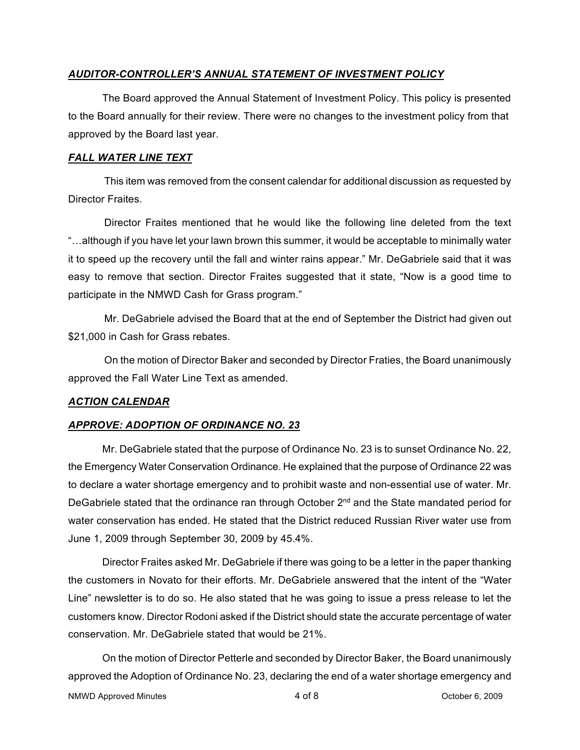***AUDITOR-CONTROLLER'S ANNUAL STATEMENT OF INVESTMENT POLICY***

The Board approved the Annual Statement of Investment Policy. This policy is presented to the Board annually for their review. There were no changes to the investment policy from that approved by the Board last year.

***FALL WATER LINE TEXT***

This item was removed from the consent calendar for additional discussion as requested by Director Fraites.

Director Fraites mentioned that he would like the following line deleted from the text "…although if you have let your lawn brown this summer, it would be acceptable to minimally water it to speed up the recovery until the fall and winter rains appear." Mr. DeGabriele said that it was easy to remove that section. Director Fraites suggested that it state, "Now is a good time to participate in the NMWD Cash for Grass program."

Mr. DeGabriele advised the Board that at the end of September the District had given out $21,000 in Cash for Grass rebates.

On the motion of Director Baker and seconded by Director Fraties, the Board unanimously approved the Fall Water Line Text as amended.

***ACTION CALENDAR***

***APPROVE: ADOPTION OF ORDINANCE NO. 23***

Mr. DeGabriele stated that the purpose of Ordinance No. 23 is to sunset Ordinance No. 22, the Emergency Water Conservation Ordinance. He explained that the purpose of Ordinance 22 was to declare a water shortage emergency and to prohibit waste and non-essential use of water. Mr. DeGabriele stated that the ordinance ran through October 2nd and the State mandated period for water conservation has ended. He stated that the District reduced Russian River water use from June 1, 2009 through September 30, 2009 by 45.4%.

Director Fraites asked Mr. DeGabriele if there was going to be a letter in the paper thanking the customers in Novato for their efforts. Mr. DeGabriele answered that the intent of the "Water Line" newsletter is to do so. He also stated that he was going to issue a press release to let the customers know. Director Rodoni asked if the District should state the accurate percentage of water conservation. Mr. DeGabriele stated that would be 21%.

On the motion of Director Petterle and seconded by Director Baker, the Board unanimously approved the Adoption of Ordinance No. 23, declaring the end of a water shortage emergency and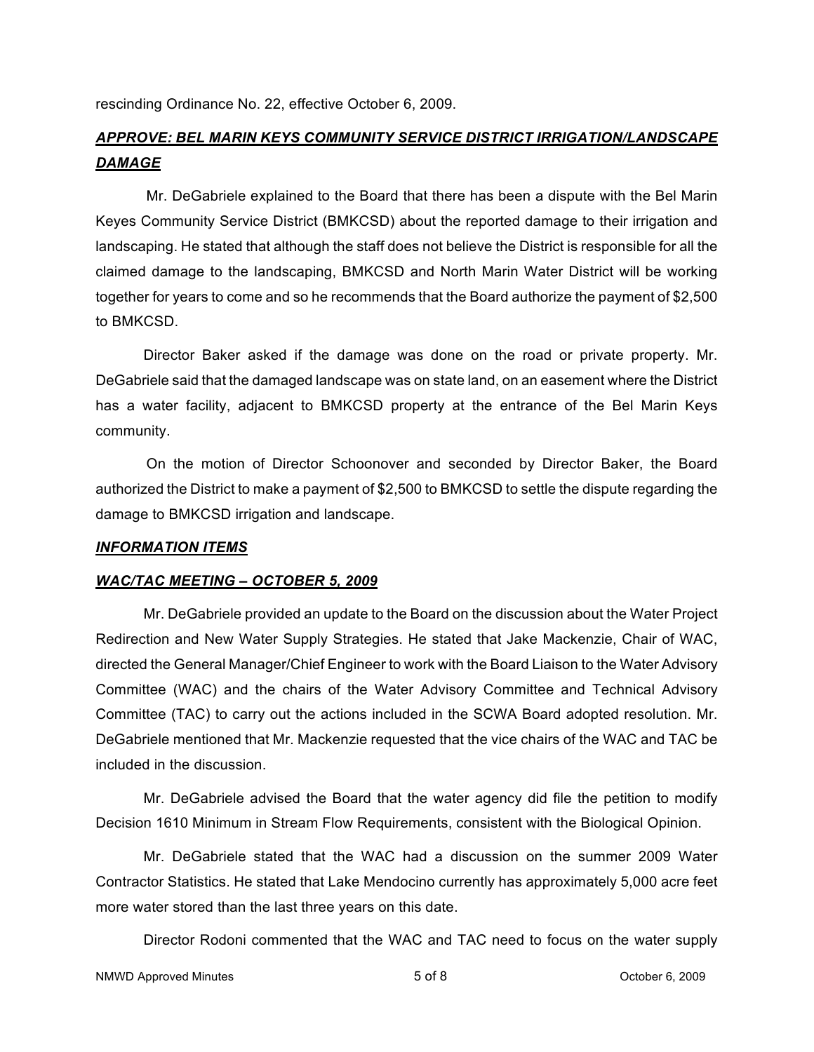rescinding Ordinance No. 22, effective October 6, 2009.

***APPROVE: BEL MARIN KEYS COMMUNITY SERVICE DISTRICT IRRIGATION/LANDSCAPE DAMAGE***

Mr. DeGabriele explained to the Board that there has been a dispute with the Bel Marin Keyes Community Service District (BMKCSD) about the reported damage to their irrigation and landscaping. He stated that although the staff does not believe the District is responsible for all the claimed damage to the landscaping, BMKCSD and North Marin Water District will be working together for years to come and so he recommends that the Board authorize the payment of $2,500 to BMKCSD.

Director Baker asked if the damage was done on the road or private property. Mr. DeGabriele said that the damaged landscape was on state land, on an easement where the District has a water facility, adjacent to BMKCSD property at the entrance of the Bel Marin Keys community.

On the motion of Director Schoonover and seconded by Director Baker, the Board authorized the District to make a payment of $2,500 to BMKCSD to settle the dispute regarding the damage to BMKCSD irrigation and landscape.

***INFORMATION ITEMS***

***WAC/TAC MEETING – OCTOBER 5, 2009***

Mr. DeGabriele provided an update to the Board on the discussion about the Water Project Redirection and New Water Supply Strategies. He stated that Jake Mackenzie, Chair of WAC, directed the General Manager/Chief Engineer to work with the Board Liaison to the Water Advisory Committee (WAC) and the chairs of the Water Advisory Committee and Technical Advisory Committee (TAC) to carry out the actions included in the SCWA Board adopted resolution. Mr. DeGabriele mentioned that Mr. Mackenzie requested that the vice chairs of the WAC and TAC be included in the discussion.

Mr. DeGabriele advised the Board that the water agency did file the petition to modify Decision 1610 Minimum in Stream Flow Requirements, consistent with the Biological Opinion.

Mr. DeGabriele stated that the WAC had a discussion on the summer 2009 Water Contractor Statistics. He stated that Lake Mendocino currently has approximately 5,000 acre feet more water stored than the last three years on this date.

Director Rodoni commented that the WAC and TAC need to focus on the water supply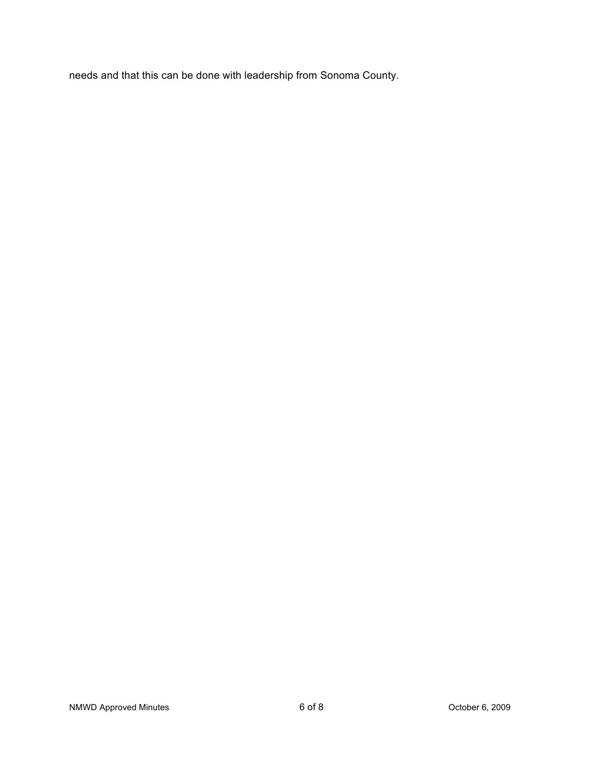needs and that this can be done with leadership from Sonoma County.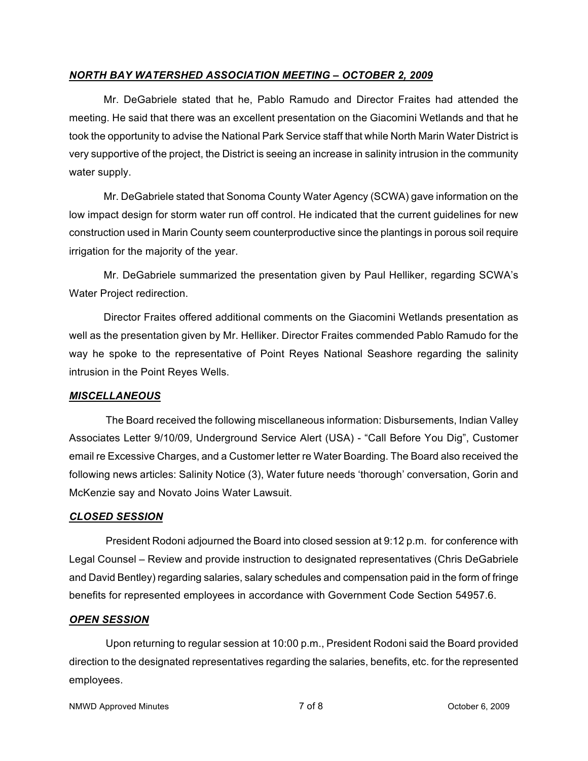***NORTH BAY WATERSHED ASSOCIATION MEETING – OCTOBER 2, 2009***

Mr. DeGabriele stated that he, Pablo Ramudo and Director Fraites had attended the meeting. He said that there was an excellent presentation on the Giacomini Wetlands and that he took the opportunity to advise the National Park Service staff that while North Marin Water District is very supportive of the project, the District is seeing an increase in salinity intrusion in the community water supply.

Mr. DeGabriele stated that Sonoma County Water Agency (SCWA) gave information on the low impact design for storm water run off control. He indicated that the current guidelines for new construction used in Marin County seem counterproductive since the plantings in porous soil require irrigation for the majority of the year.

Mr. DeGabriele summarized the presentation given by Paul Helliker, regarding SCWA's Water Project redirection.

Director Fraites offered additional comments on the Giacomini Wetlands presentation as well as the presentation given by Mr. Helliker. Director Fraites commended Pablo Ramudo for the way he spoke to the representative of Point Reyes National Seashore regarding the salinity intrusion in the Point Reyes Wells.

***MISCELLANEOUS***

The Board received the following miscellaneous information: Disbursements, Indian Valley Associates Letter 9/10/09, Underground Service Alert (USA) - "Call Before You Dig", Customer email re Excessive Charges, and a Customer letter re Water Boarding. The Board also received the following news articles: Salinity Notice (3), Water future needs 'thorough' conversation, Gorin and McKenzie say and Novato Joins Water Lawsuit.

***CLOSED SESSION***

President Rodoni adjourned the Board into closed session at 9:12 p.m. for conference with Legal Counsel – Review and provide instruction to designated representatives (Chris DeGabriele and David Bentley) regarding salaries, salary schedules and compensation paid in the form of fringe benefits for represented employees in accordance with Government Code Section 54957.6.

***OPEN SESSION***

Upon returning to regular session at 10:00 p.m., President Rodoni said the Board provided direction to the designated representatives regarding the salaries, benefits, etc. for the represented employees.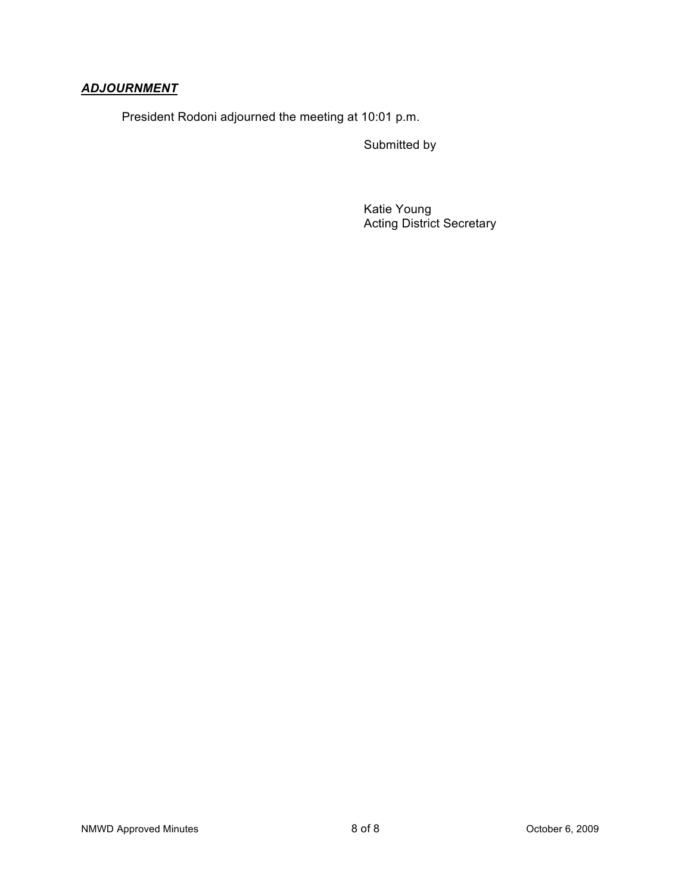***ADJOURNMENT***

President Rodoni adjourned the meeting at 10:01 p.m.

Submitted by

Katie Young
Acting District Secretary